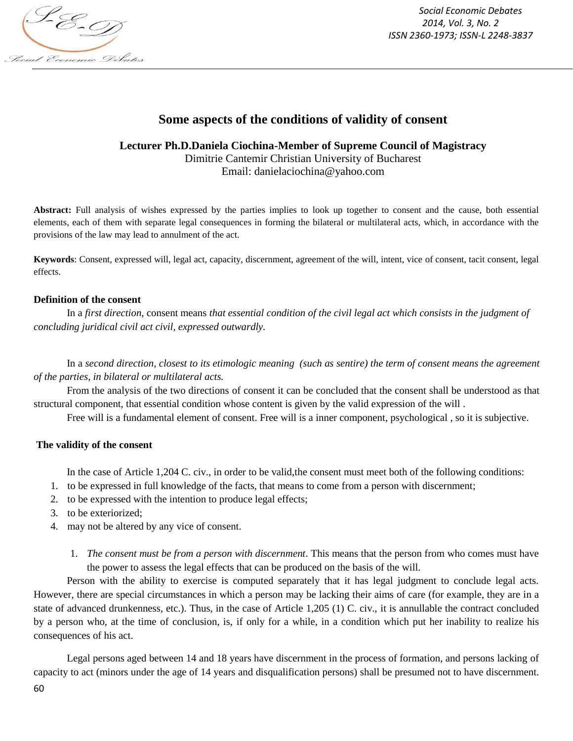# Some aspects of the conditions of validity of consent

**Lecturer Ph.D.Daniela Ciochina-Member of Supreme Council of Magistracy**
Dimitrie Cantemir Christian University of Bucharest
Email: danielaciochina@yahoo.com

**Abstract:** Full analysis of wishes expressed by the parties implies to look up together to consent and the cause, both essential elements, each of them with separate legal consequences in forming the bilateral or multilateral acts, which, in accordance with the provisions of the law may lead to annulment of the act.

**Keywords**: Consent, expressed will, legal act, capacity, discernment, agreement of the will, intent, vice of consent, tacit consent, legal effects.

### Definition of the consent

In a *first direction*, consent means *that essential condition of the civil legal act which consists in the judgment of concluding juridical civil act civil, expressed outwardly*.

In a *second direction, closest to its etimologic meaning (such as sentire) the term of consent means the agreement of the parties, in bilateral or multilateral acts.*

From the analysis of the two directions of consent it can be concluded that the consent shall be understood as that structural component, that essential condition whose content is given by the valid expression of the will .

Free will is a fundamental element of consent. Free will is a inner component, psychological , so it is subjective.

### The validity of the consent

In the case of Article 1,204 C. civ., in order to be valid,the consent must meet both of the following conditions:

1. to be expressed in full knowledge of the facts, that means to come from a person with discernment;
2. to be expressed with the intention to produce legal effects;
3. to be exteriorized;
4. may not be altered by any vice of consent.

1. *The consent must be from a person with discernment*. This means that the person from who comes must have the power to assess the legal effects that can be produced on the basis of the will.

Person with the ability to exercise is computed separately that it has legal judgment to conclude legal acts. However, there are special circumstances in which a person may be lacking their aims of care (for example, they are in a state of advanced drunkenness, etc.). Thus, in the case of Article 1,205 (1) C. civ., it is annullable the contract concluded by a person who, at the time of conclusion, is, if only for a while, in a condition which put her inability to realize his consequences of his act.

Legal persons aged between 14 and 18 years have discernment in the process of formation, and persons lacking of capacity to act (minors under the age of 14 years and disqualification persons) shall be presumed not to have discernment.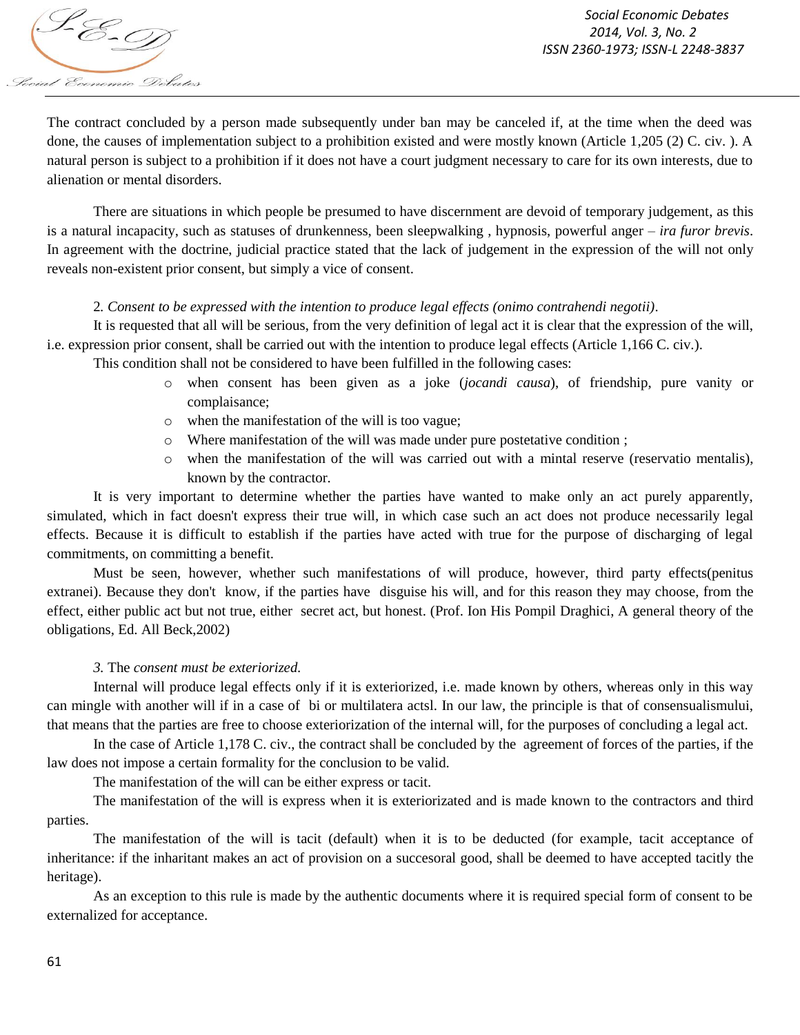The contract concluded by a person made subsequently under ban may be canceled if, at the time when the deed was done, the causes of implementation subject to a prohibition existed and were mostly known (Article 1,205 (2) C. civ. ). A natural person is subject to a prohibition if it does not have a court judgment necessary to care for its own interests, due to alienation or mental disorders.

There are situations in which people be presumed to have discernment are devoid of temporary judgement, as this is a natural incapacity, such as statuses of drunkenness, been sleepwalking , hypnosis, powerful anger – *ira furor brevis*. In agreement with the doctrine, judicial practice stated that the lack of judgement in the expression of the will not only reveals non-existent prior consent, but simply a vice of consent.

2*. Consent to be expressed with the intention to produce legal effects (onimo contrahendi negotii)*.

It is requested that all will be serious, from the very definition of legal act it is clear that the expression of the will, i.e. expression prior consent, shall be carried out with the intention to produce legal effects (Article 1,166 C. civ.).

This condition shall not be considered to have been fulfilled in the following cases:

- when consent has been given as a joke (*jocandi causa*), of friendship, pure vanity or complaisance;
- when the manifestation of the will is too vague;
- Where manifestation of the will was made under pure postetative condition ;
- when the manifestation of the will was carried out with a mintal reserve (reservatio mentalis), known by the contractor.

It is very important to determine whether the parties have wanted to make only an act purely apparently, simulated, which in fact doesn't express their true will, in which case such an act does not produce necessarily legal effects. Because it is difficult to establish if the parties have acted with true for the purpose of discharging of legal commitments, on committing a benefit.

Must be seen, however, whether such manifestations of will produce, however, third party effects(penitus extranei). Because they don't know, if the parties have disguise his will, and for this reason they may choose, from the effect, either public act but not true, either secret act, but honest. (Prof. Ion His Pompil Draghici, A general theory of the obligations, Ed. All Beck,2002)

*3.* The *consent must be exteriorized.*

Internal will produce legal effects only if it is exteriorized, i.e. made known by others, whereas only in this way can mingle with another will if in a case of bi or multilatera actsl. In our law, the principle is that of consensualismului, that means that the parties are free to choose exteriorization of the internal will, for the purposes of concluding a legal act.

In the case of Article 1,178 C. civ., the contract shall be concluded by the agreement of forces of the parties, if the law does not impose a certain formality for the conclusion to be valid.

The manifestation of the will can be either express or tacit.

The manifestation of the will is express when it is exteriorizated and is made known to the contractors and third parties.

The manifestation of the will is tacit (default) when it is to be deducted (for example, tacit acceptance of inheritance: if the inharitant makes an act of provision on a succesoral good, shall be deemed to have accepted tacitly the heritage).

As an exception to this rule is made by the authentic documents where it is required special form of consent to be externalized for acceptance.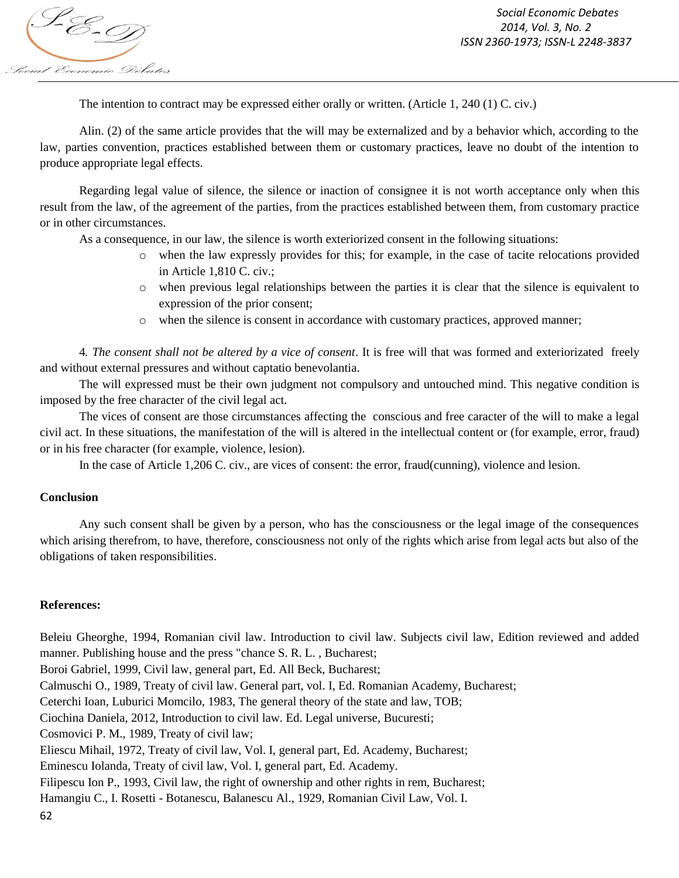The intention to contract may be expressed either orally or written. (Article 1, 240 (1) C. civ.)

Alin. (2) of the same article provides that the will may be externalized and by a behavior which, according to the law, parties convention, practices established between them or customary practices, leave no doubt of the intention to produce appropriate legal effects.

Regarding legal value of silence, the silence or inaction of consignee it is not worth acceptance only when this result from the law, of the agreement of the parties, from the practices established between them, from customary practice or in other circumstances.

As a consequence, in our law, the silence is worth exteriorized consent in the following situations:

- when the law expressly provides for this; for example, in the case of tacite relocations provided in Article 1,810 C. civ.;
- when previous legal relationships between the parties it is clear that the silence is equivalent to expression of the prior consent;
- when the silence is consent in accordance with customary practices, approved manner;

4*. The consent shall not be altered by a vice of consent*. It is free will that was formed and exteriorizated freely and without external pressures and without captatio benevolantia.

The will expressed must be their own judgment not compulsory and untouched mind. This negative condition is imposed by the free character of the civil legal act.

The vices of consent are those circumstances affecting the conscious and free caracter of the will to make a legal civil act. In these situations, the manifestation of the will is altered in the intellectual content or (for example, error, fraud) or in his free character (for example, violence, lesion).

In the case of Article 1,206 C. civ., are vices of consent: the error, fraud(cunning), violence and lesion.

**Conclusion**

Any such consent shall be given by a person, who has the consciousness or the legal image of the consequences which arising therefrom, to have, therefore, consciousness not only of the rights which arise from legal acts but also of the obligations of taken responsibilities.

**References:**

Beleiu Gheorghe, 1994, Romanian civil law. Introduction to civil law. Subjects civil law, Edition reviewed and added manner. Publishing house and the press "chance S. R. L. , Bucharest;

Boroi Gabriel, 1999, Civil law, general part, Ed. All Beck, Bucharest;

Calmuschi O., 1989, Treaty of civil law. General part, vol. I, Ed. Romanian Academy, Bucharest;

Ceterchi Ioan, Luburici Momcilo, 1983, The general theory of the state and law, TOB;

Ciochina Daniela, 2012, Introduction to civil law. Ed. Legal universe, Bucuresti;

Cosmovici P. M., 1989, Treaty of civil law;

Eliescu Mihail, 1972, Treaty of civil law, Vol. I, general part, Ed. Academy, Bucharest;

Eminescu Iolanda, Treaty of civil law, Vol. I, general part, Ed. Academy.

Filipescu Ion P., 1993, Civil law, the right of ownership and other rights in rem, Bucharest;

Hamangiu C., I. Rosetti - Botanescu, Balanescu Al., 1929, Romanian Civil Law, Vol. I.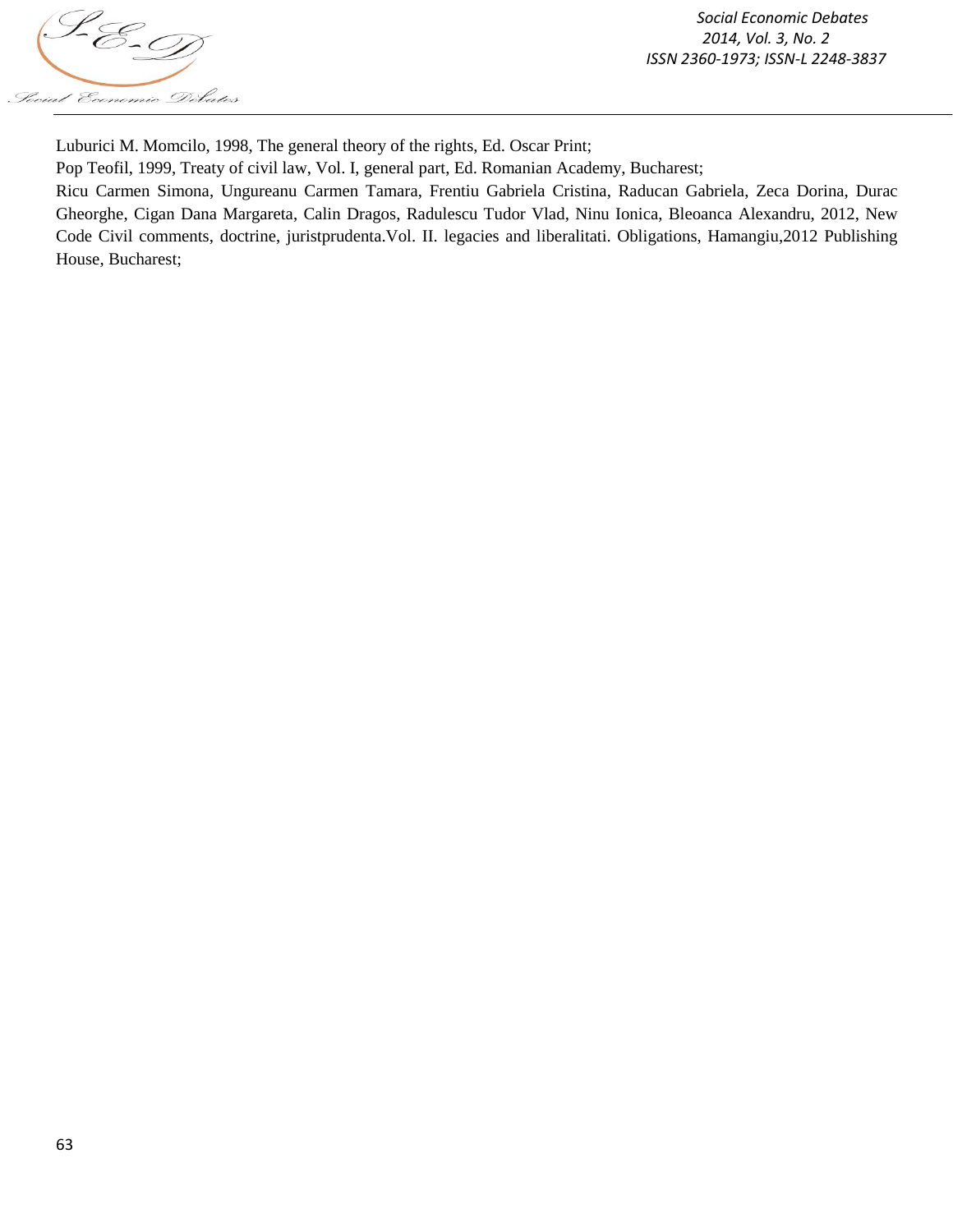Luburici M. Momcilo, 1998, The general theory of the rights, Ed. Oscar Print;

Pop Teofil, 1999, Treaty of civil law, Vol. I, general part, Ed. Romanian Academy, Bucharest;

Ricu Carmen Simona, Ungureanu Carmen Tamara, Frentiu Gabriela Cristina, Raducan Gabriela, Zeca Dorina, Durac Gheorghe, Cigan Dana Margareta, Calin Dragos, Radulescu Tudor Vlad, Ninu Ionica, Bleoanca Alexandru, 2012, New Code Civil comments, doctrine, juristprudenta.Vol. II. legacies and liberalitati. Obligations, Hamangiu,2012 Publishing House, Bucharest;